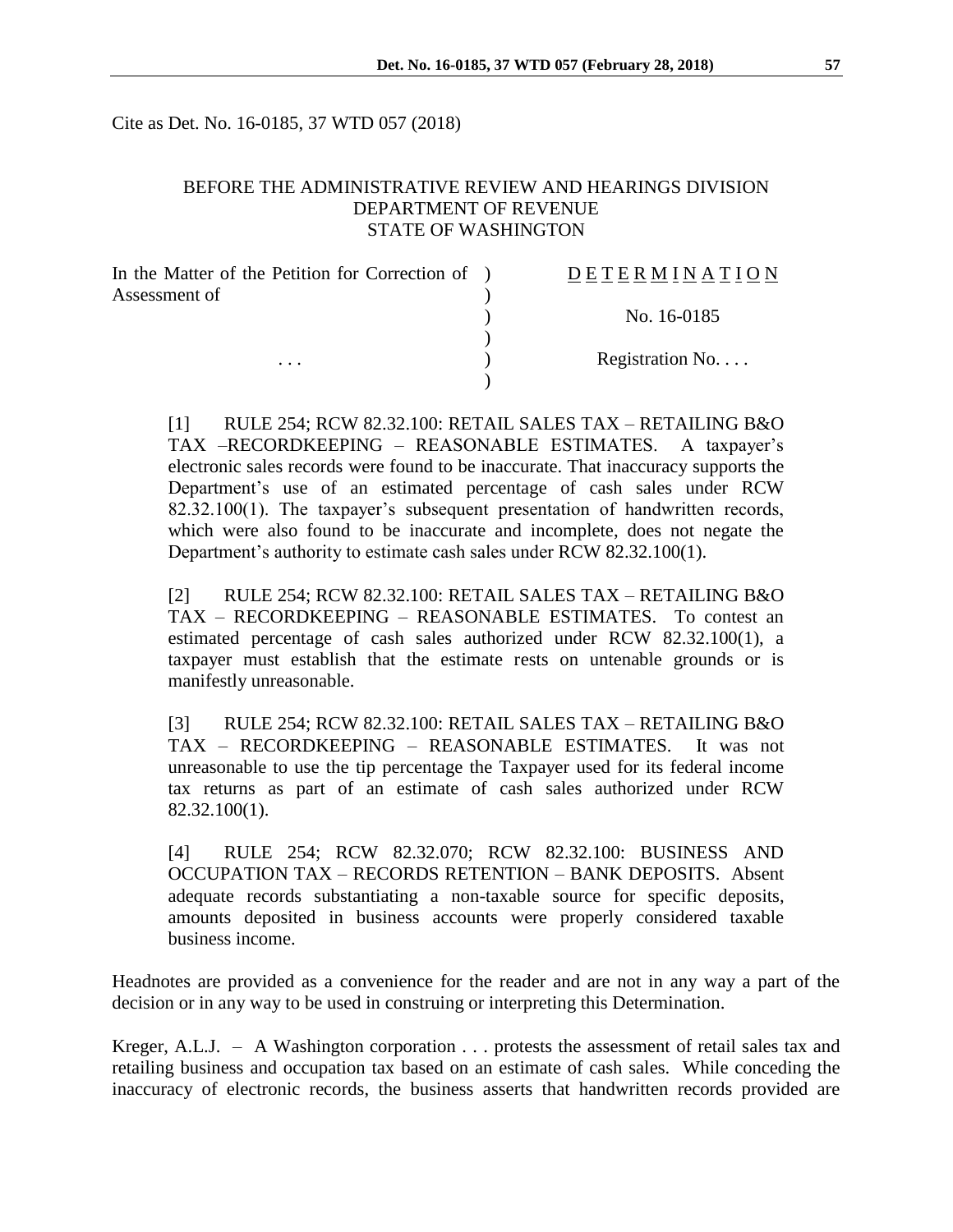Cite as Det. No. 16-0185, 37 WTD 057 (2018)

BEFORE THE ADMINISTRATIVE REVIEW AND HEARINGS DIVISION
DEPARTMENT OF REVENUE
STATE OF WASHINGTON

| | | |
|---|---|---|
| In the Matter of the Petition for Correction of Assessment of | ) | D E T E R M I N A T I O N |
| | ) | No. 16-0185 |
| . . . | ) | Registration No. . . . |

[1] RULE 254; RCW 82.32.100: RETAIL SALES TAX – RETAILING B&O TAX –RECORDKEEPING – REASONABLE ESTIMATES. A taxpayer's electronic sales records were found to be inaccurate. That inaccuracy supports the Department's use of an estimated percentage of cash sales under RCW 82.32.100(1). The taxpayer's subsequent presentation of handwritten records, which were also found to be inaccurate and incomplete, does not negate the Department's authority to estimate cash sales under RCW 82.32.100(1).

[2] RULE 254; RCW 82.32.100: RETAIL SALES TAX – RETAILING B&O TAX – RECORDKEEPING – REASONABLE ESTIMATES. To contest an estimated percentage of cash sales authorized under RCW 82.32.100(1), a taxpayer must establish that the estimate rests on untenable grounds or is manifestly unreasonable.

[3] RULE 254; RCW 82.32.100: RETAIL SALES TAX – RETAILING B&O TAX – RECORDKEEPING – REASONABLE ESTIMATES. It was not unreasonable to use the tip percentage the Taxpayer used for its federal income tax returns as part of an estimate of cash sales authorized under RCW 82.32.100(1).

[4] RULE 254; RCW 82.32.070; RCW 82.32.100: BUSINESS AND OCCUPATION TAX – RECORDS RETENTION – BANK DEPOSITS. Absent adequate records substantiating a non-taxable source for specific deposits, amounts deposited in business accounts were properly considered taxable business income.

Headnotes are provided as a convenience for the reader and are not in any way a part of the decision or in any way to be used in construing or interpreting this Determination.

Kreger, A.L.J. – A Washington corporation . . . protests the assessment of retail sales tax and retailing business and occupation tax based on an estimate of cash sales. While conceding the inaccuracy of electronic records, the business asserts that handwritten records provided are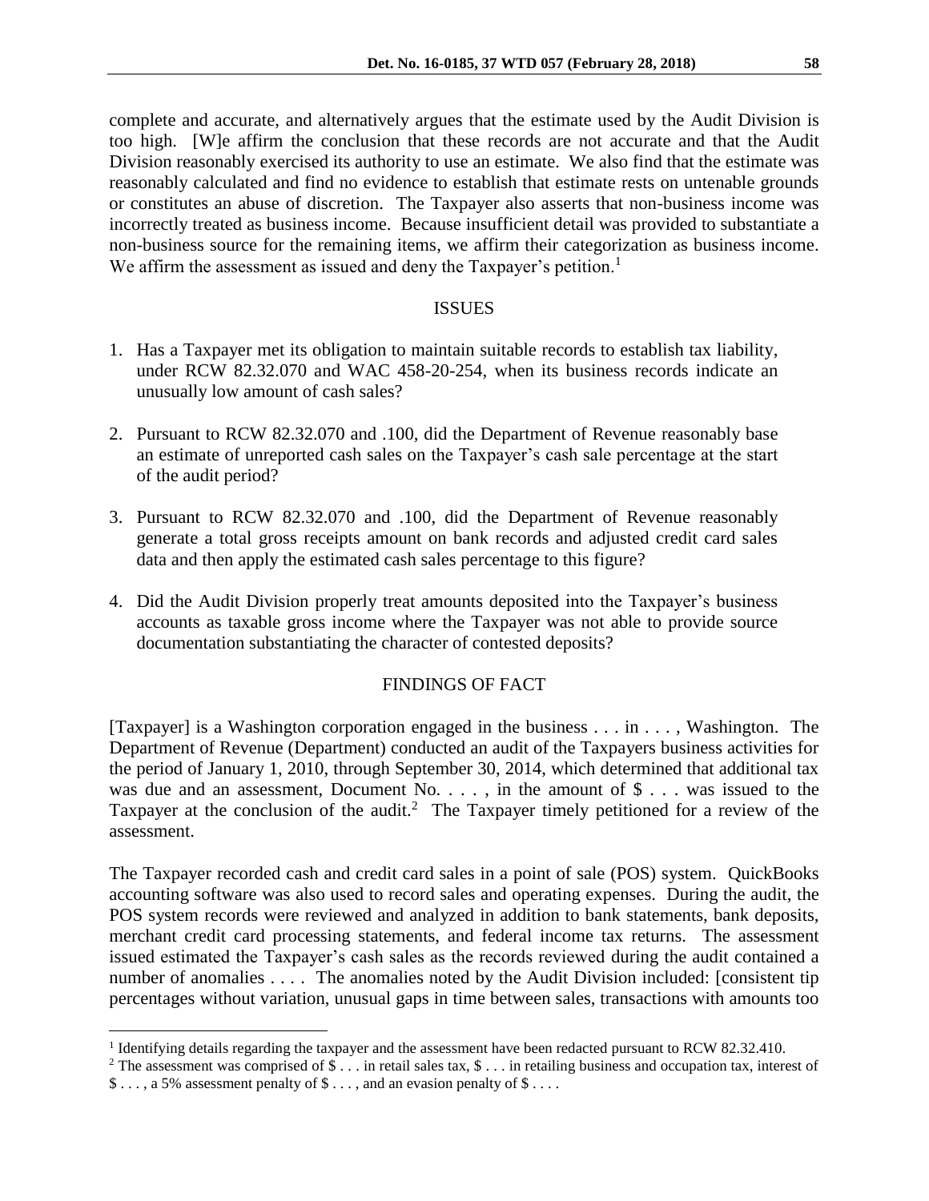complete and accurate, and alternatively argues that the estimate used by the Audit Division is too high. [W]e affirm the conclusion that these records are not accurate and that the Audit Division reasonably exercised its authority to use an estimate. We also find that the estimate was reasonably calculated and find no evidence to establish that estimate rests on untenable grounds or constitutes an abuse of discretion. The Taxpayer also asserts that non-business income was incorrectly treated as business income. Because insufficient detail was provided to substantiate a non-business source for the remaining items, we affirm their categorization as business income. We affirm the assessment as issued and deny the Taxpayer's petition.[1]

## ISSUES

1. Has a Taxpayer met its obligation to maintain suitable records to establish tax liability, under RCW 82.32.070 and WAC 458-20-254, when its business records indicate an unusually low amount of cash sales?

2. Pursuant to RCW 82.32.070 and .100, did the Department of Revenue reasonably base an estimate of unreported cash sales on the Taxpayer's cash sale percentage at the start of the audit period?

3. Pursuant to RCW 82.32.070 and .100, did the Department of Revenue reasonably generate a total gross receipts amount on bank records and adjusted credit card sales data and then apply the estimated cash sales percentage to this figure?

4. Did the Audit Division properly treat amounts deposited into the Taxpayer's business accounts as taxable gross income where the Taxpayer was not able to provide source documentation substantiating the character of contested deposits?

## FINDINGS OF FACT

[Taxpayer] is a Washington corporation engaged in the business . . . in . . . , Washington. The Department of Revenue (Department) conducted an audit of the Taxpayers business activities for the period of January 1, 2010, through September 30, 2014, which determined that additional tax was due and an assessment, Document No. . . . , in the amount of $ . . . was issued to the Taxpayer at the conclusion of the audit.[2] The Taxpayer timely petitioned for a review of the assessment.

The Taxpayer recorded cash and credit card sales in a point of sale (POS) system. QuickBooks accounting software was also used to record sales and operating expenses. During the audit, the POS system records were reviewed and analyzed in addition to bank statements, bank deposits, merchant credit card processing statements, and federal income tax returns. The assessment issued estimated the Taxpayer's cash sales as the records reviewed during the audit contained a number of anomalies . . . . The anomalies noted by the Audit Division included: [consistent tip percentages without variation, unusual gaps in time between sales, transactions with amounts too

---

[1] Identifying details regarding the taxpayer and the assessment have been redacted pursuant to RCW 82.32.410.

[2] The assessment was comprised of $ . . . in retail sales tax, $ . . . in retailing business and occupation tax, interest of $ . . . , a 5% assessment penalty of $ . . . , and an evasion penalty of $ . . . .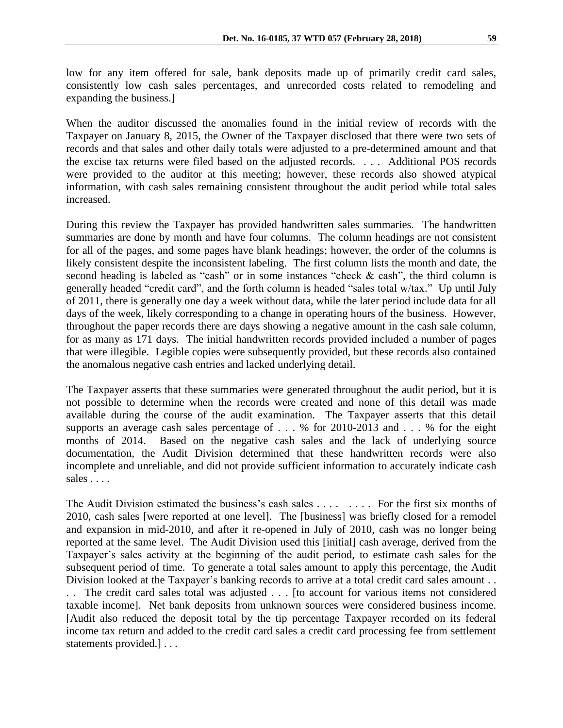low for any item offered for sale, bank deposits made up of primarily credit card sales, consistently low cash sales percentages, and unrecorded costs related to remodeling and expanding the business.]

When the auditor discussed the anomalies found in the initial review of records with the Taxpayer on January 8, 2015, the Owner of the Taxpayer disclosed that there were two sets of records and that sales and other daily totals were adjusted to a pre-determined amount and that the excise tax returns were filed based on the adjusted records. . . . Additional POS records were provided to the auditor at this meeting; however, these records also showed atypical information, with cash sales remaining consistent throughout the audit period while total sales increased.

During this review the Taxpayer has provided handwritten sales summaries. The handwritten summaries are done by month and have four columns. The column headings are not consistent for all of the pages, and some pages have blank headings; however, the order of the columns is likely consistent despite the inconsistent labeling. The first column lists the month and date, the second heading is labeled as "cash" or in some instances "check & cash", the third column is generally headed "credit card", and the forth column is headed "sales total w/tax." Up until July of 2011, there is generally one day a week without data, while the later period include data for all days of the week, likely corresponding to a change in operating hours of the business. However, throughout the paper records there are days showing a negative amount in the cash sale column, for as many as 171 days. The initial handwritten records provided included a number of pages that were illegible. Legible copies were subsequently provided, but these records also contained the anomalous negative cash entries and lacked underlying detail.

The Taxpayer asserts that these summaries were generated throughout the audit period, but it is not possible to determine when the records were created and none of this detail was made available during the course of the audit examination. The Taxpayer asserts that this detail supports an average cash sales percentage of . . . % for 2010-2013 and . . . % for the eight months of 2014. Based on the negative cash sales and the lack of underlying source documentation, the Audit Division determined that these handwritten records were also incomplete and unreliable, and did not provide sufficient information to accurately indicate cash sales . . . .

The Audit Division estimated the business's cash sales . . . . . . . . For the first six months of 2010, cash sales [were reported at one level]. The [business] was briefly closed for a remodel and expansion in mid-2010, and after it re-opened in July of 2010, cash was no longer being reported at the same level. The Audit Division used this [initial] cash average, derived from the Taxpayer's sales activity at the beginning of the audit period, to estimate cash sales for the subsequent period of time. To generate a total sales amount to apply this percentage, the Audit Division looked at the Taxpayer's banking records to arrive at a total credit card sales amount . . . . The credit card sales total was adjusted . . . [to account for various items not considered taxable income]. Net bank deposits from unknown sources were considered business income. [Audit also reduced the deposit total by the tip percentage Taxpayer recorded on its federal income tax return and added to the credit card sales a credit card processing fee from settlement statements provided.] . . .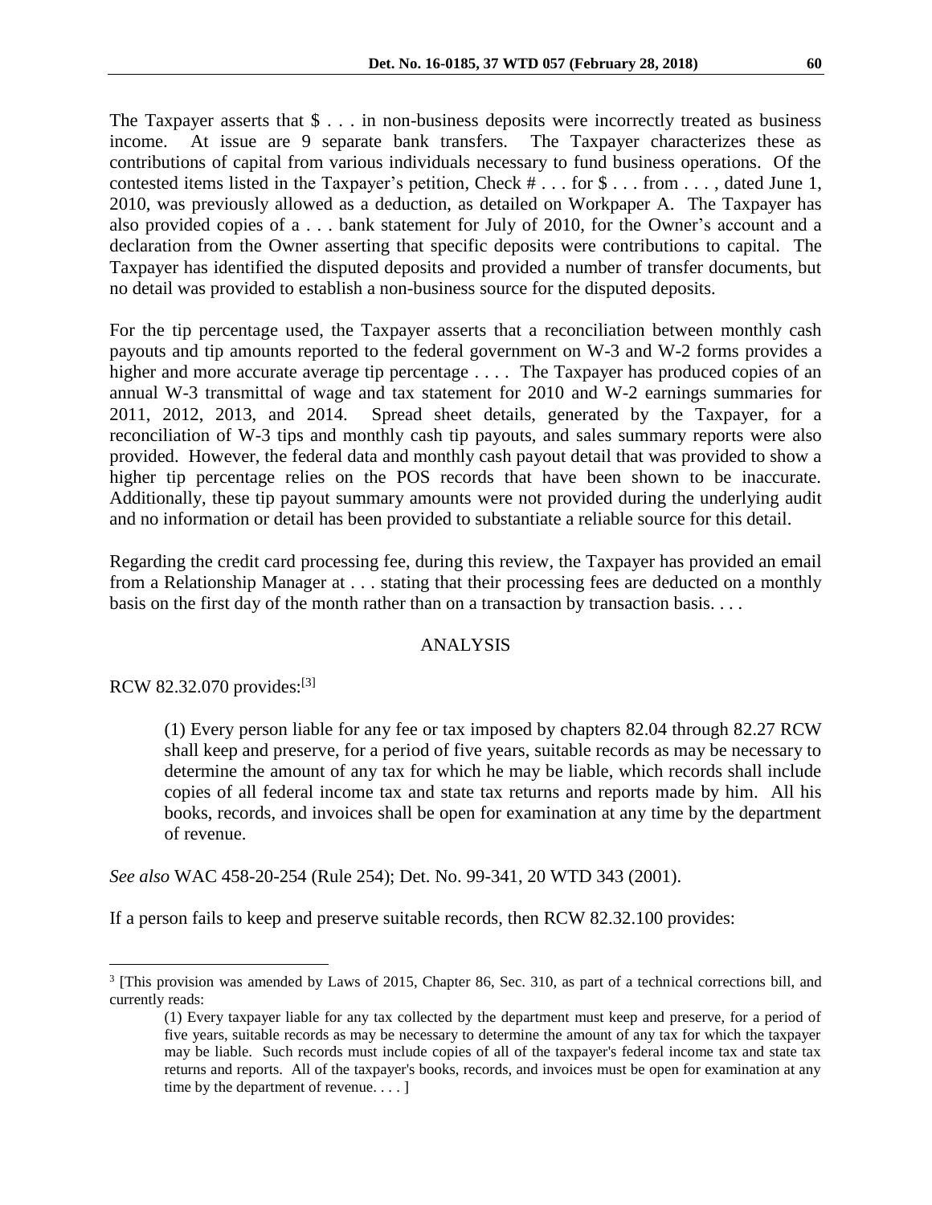The Taxpayer asserts that $ . . . in non-business deposits were incorrectly treated as business income. At issue are 9 separate bank transfers. The Taxpayer characterizes these as contributions of capital from various individuals necessary to fund business operations. Of the contested items listed in the Taxpayer's petition, Check # . . . for $ . . . from . . . , dated June 1, 2010, was previously allowed as a deduction, as detailed on Workpaper A. The Taxpayer has also provided copies of a . . . bank statement for July of 2010, for the Owner's account and a declaration from the Owner asserting that specific deposits were contributions to capital. The Taxpayer has identified the disputed deposits and provided a number of transfer documents, but no detail was provided to establish a non-business source for the disputed deposits.

For the tip percentage used, the Taxpayer asserts that a reconciliation between monthly cash payouts and tip amounts reported to the federal government on W-3 and W-2 forms provides a higher and more accurate average tip percentage . . . . The Taxpayer has produced copies of an annual W-3 transmittal of wage and tax statement for 2010 and W-2 earnings summaries for 2011, 2012, 2013, and 2014. Spread sheet details, generated by the Taxpayer, for a reconciliation of W-3 tips and monthly cash tip payouts, and sales summary reports were also provided. However, the federal data and monthly cash payout detail that was provided to show a higher tip percentage relies on the POS records that have been shown to be inaccurate. Additionally, these tip payout summary amounts were not provided during the underlying audit and no information or detail has been provided to substantiate a reliable source for this detail.

Regarding the credit card processing fee, during this review, the Taxpayer has provided an email from a Relationship Manager at . . . stating that their processing fees are deducted on a monthly basis on the first day of the month rather than on a transaction by transaction basis. . . .

## ANALYSIS

RCW 82.32.070 provides:[3]

> (1) Every person liable for any fee or tax imposed by chapters 82.04 through 82.27 RCW shall keep and preserve, for a period of five years, suitable records as may be necessary to determine the amount of any tax for which he may be liable, which records shall include copies of all federal income tax and state tax returns and reports made by him. All his books, records, and invoices shall be open for examination at any time by the department of revenue.

*See also* WAC 458-20-254 (Rule 254); Det. No. 99-341, 20 WTD 343 (2001).

If a person fails to keep and preserve suitable records, then RCW 82.32.100 provides:

---

[3] [This provision was amended by Laws of 2015, Chapter 86, Sec. 310, as part of a technical corrections bill, and currently reads:

> (1) Every taxpayer liable for any tax collected by the department must keep and preserve, for a period of five years, suitable records as may be necessary to determine the amount of any tax for which the taxpayer may be liable. Such records must include copies of all of the taxpayer's federal income tax and state tax returns and reports. All of the taxpayer's books, records, and invoices must be open for examination at any time by the department of revenue. . . . ]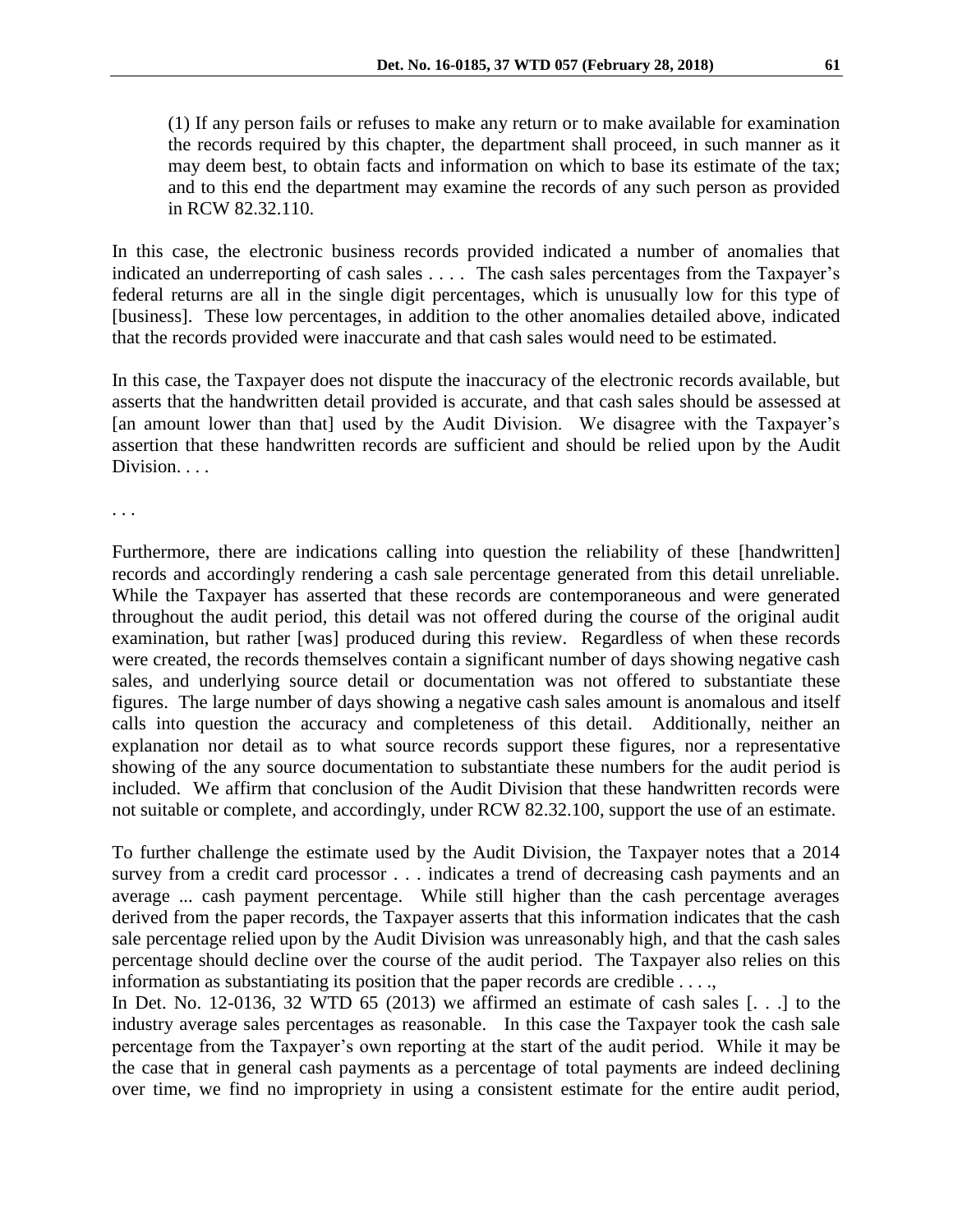> (1) If any person fails or refuses to make any return or to make available for examination the records required by this chapter, the department shall proceed, in such manner as it may deem best, to obtain facts and information on which to base its estimate of the tax; and to this end the department may examine the records of any such person as provided in RCW 82.32.110.

In this case, the electronic business records provided indicated a number of anomalies that indicated an underreporting of cash sales . . . . The cash sales percentages from the Taxpayer's federal returns are all in the single digit percentages, which is unusually low for this type of [business]. These low percentages, in addition to the other anomalies detailed above, indicated that the records provided were inaccurate and that cash sales would need to be estimated.

In this case, the Taxpayer does not dispute the inaccuracy of the electronic records available, but asserts that the handwritten detail provided is accurate, and that cash sales should be assessed at [an amount lower than that] used by the Audit Division. We disagree with the Taxpayer's assertion that these handwritten records are sufficient and should be relied upon by the Audit Division. . . .

. . .

Furthermore, there are indications calling into question the reliability of these [handwritten] records and accordingly rendering a cash sale percentage generated from this detail unreliable. While the Taxpayer has asserted that these records are contemporaneous and were generated throughout the audit period, this detail was not offered during the course of the original audit examination, but rather [was] produced during this review. Regardless of when these records were created, the records themselves contain a significant number of days showing negative cash sales, and underlying source detail or documentation was not offered to substantiate these figures. The large number of days showing a negative cash sales amount is anomalous and itself calls into question the accuracy and completeness of this detail. Additionally, neither an explanation nor detail as to what source records support these figures, nor a representative showing of the any source documentation to substantiate these numbers for the audit period is included. We affirm that conclusion of the Audit Division that these handwritten records were not suitable or complete, and accordingly, under RCW 82.32.100, support the use of an estimate.

To further challenge the estimate used by the Audit Division, the Taxpayer notes that a 2014 survey from a credit card processor . . . indicates a trend of decreasing cash payments and an average ... cash payment percentage. While still higher than the cash percentage averages derived from the paper records, the Taxpayer asserts that this information indicates that the cash sale percentage relied upon by the Audit Division was unreasonably high, and that the cash sales percentage should decline over the course of the audit period. The Taxpayer also relies on this information as substantiating its position that the paper records are credible . . . .,

In Det. No. 12-0136, 32 WTD 65 (2013) we affirmed an estimate of cash sales [. . .] to the industry average sales percentages as reasonable. In this case the Taxpayer took the cash sale percentage from the Taxpayer's own reporting at the start of the audit period. While it may be the case that in general cash payments as a percentage of total payments are indeed declining over time, we find no impropriety in using a consistent estimate for the entire audit period,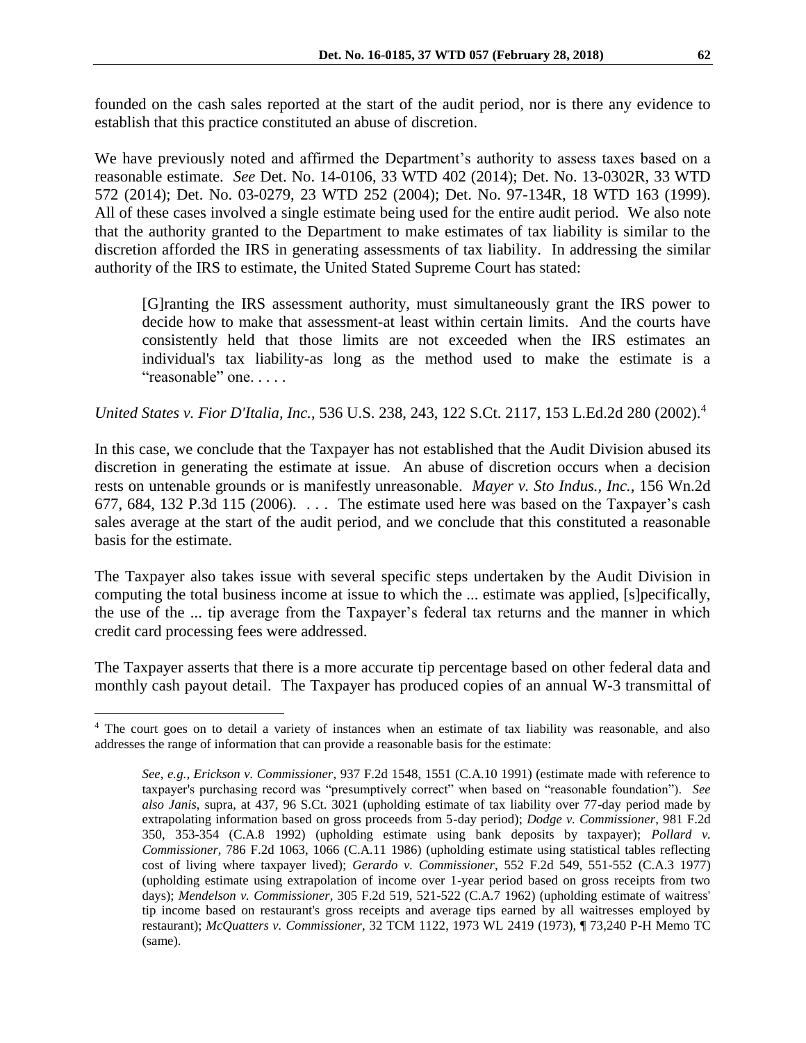founded on the cash sales reported at the start of the audit period, nor is there any evidence to establish that this practice constituted an abuse of discretion.

We have previously noted and affirmed the Department's authority to assess taxes based on a reasonable estimate. *See* Det. No. 14-0106, 33 WTD 402 (2014); Det. No. 13-0302R, 33 WTD 572 (2014); Det. No. 03-0279, 23 WTD 252 (2004); Det. No. 97-134R, 18 WTD 163 (1999). All of these cases involved a single estimate being used for the entire audit period. We also note that the authority granted to the Department to make estimates of tax liability is similar to the discretion afforded the IRS in generating assessments of tax liability. In addressing the similar authority of the IRS to estimate, the United Stated Supreme Court has stated:

> [G]ranting the IRS assessment authority, must simultaneously grant the IRS power to decide how to make that assessment-at least within certain limits. And the courts have consistently held that those limits are not exceeded when the IRS estimates an individual's tax liability-as long as the method used to make the estimate is a "reasonable" one. . . . .

*United States v. Fior D'Italia, Inc.*, 536 U.S. 238, 243, 122 S.Ct. 2117, 153 L.Ed.2d 280 (2002).[4]

In this case, we conclude that the Taxpayer has not established that the Audit Division abused its discretion in generating the estimate at issue. An abuse of discretion occurs when a decision rests on untenable grounds or is manifestly unreasonable. *Mayer v. Sto Indus., Inc.*, 156 Wn.2d 677, 684, 132 P.3d 115 (2006). . . . The estimate used here was based on the Taxpayer's cash sales average at the start of the audit period, and we conclude that this constituted a reasonable basis for the estimate.

The Taxpayer also takes issue with several specific steps undertaken by the Audit Division in computing the total business income at issue to which the ... estimate was applied, [s]pecifically, the use of the ... tip average from the Taxpayer's federal tax returns and the manner in which credit card processing fees were addressed.

The Taxpayer asserts that there is a more accurate tip percentage based on other federal data and monthly cash payout detail. The Taxpayer has produced copies of an annual W-3 transmittal of

---

[4] The court goes on to detail a variety of instances when an estimate of tax liability was reasonable, and also addresses the range of information that can provide a reasonable basis for the estimate:

> *See, e.g.*, *Erickson v. Commissioner*, 937 F.2d 1548, 1551 (C.A.10 1991) (estimate made with reference to taxpayer's purchasing record was "presumptively correct" when based on "reasonable foundation"). *See also Janis*, supra, at 437, 96 S.Ct. 3021 (upholding estimate of tax liability over 77-day period made by extrapolating information based on gross proceeds from 5-day period); *Dodge v. Commissioner*, 981 F.2d 350, 353-354 (C.A.8 1992) (upholding estimate using bank deposits by taxpayer); *Pollard v. Commissioner*, 786 F.2d 1063, 1066 (C.A.11 1986) (upholding estimate using statistical tables reflecting cost of living where taxpayer lived); *Gerardo v. Commissioner*, 552 F.2d 549, 551-552 (C.A.3 1977) (upholding estimate using extrapolation of income over 1-year period based on gross receipts from two days); *Mendelson v. Commissioner*, 305 F.2d 519, 521-522 (C.A.7 1962) (upholding estimate of waitress' tip income based on restaurant's gross receipts and average tips earned by all waitresses employed by restaurant); *McQuatters v. Commissioner*, 32 TCM 1122, 1973 WL 2419 (1973), ¶ 73,240 P-H Memo TC (same).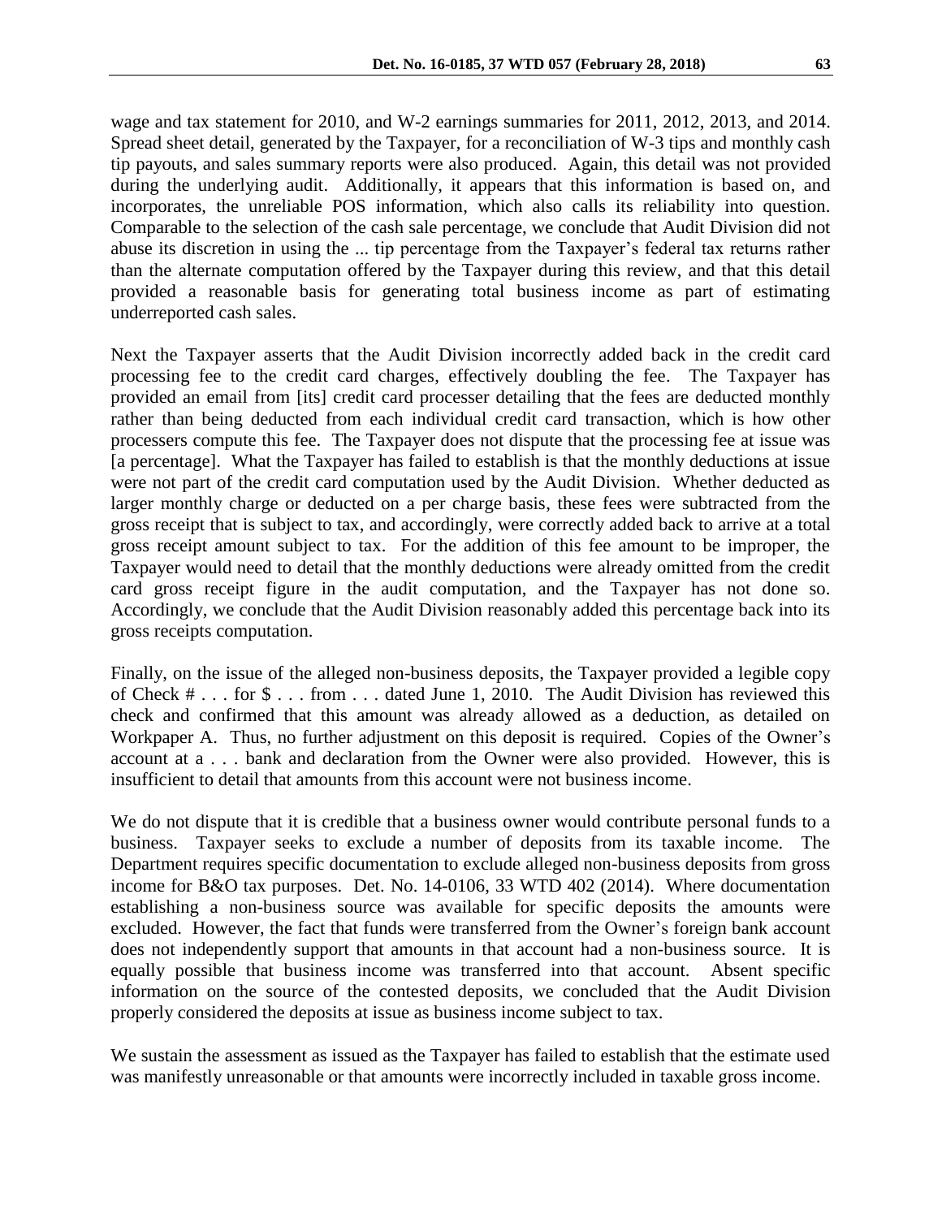wage and tax statement for 2010, and W-2 earnings summaries for 2011, 2012, 2013, and 2014. Spread sheet detail, generated by the Taxpayer, for a reconciliation of W-3 tips and monthly cash tip payouts, and sales summary reports were also produced. Again, this detail was not provided during the underlying audit. Additionally, it appears that this information is based on, and incorporates, the unreliable POS information, which also calls its reliability into question. Comparable to the selection of the cash sale percentage, we conclude that Audit Division did not abuse its discretion in using the ... tip percentage from the Taxpayer's federal tax returns rather than the alternate computation offered by the Taxpayer during this review, and that this detail provided a reasonable basis for generating total business income as part of estimating underreported cash sales.

Next the Taxpayer asserts that the Audit Division incorrectly added back in the credit card processing fee to the credit card charges, effectively doubling the fee. The Taxpayer has provided an email from [its] credit card processer detailing that the fees are deducted monthly rather than being deducted from each individual credit card transaction, which is how other processers compute this fee. The Taxpayer does not dispute that the processing fee at issue was [a percentage]. What the Taxpayer has failed to establish is that the monthly deductions at issue were not part of the credit card computation used by the Audit Division. Whether deducted as larger monthly charge or deducted on a per charge basis, these fees were subtracted from the gross receipt that is subject to tax, and accordingly, were correctly added back to arrive at a total gross receipt amount subject to tax. For the addition of this fee amount to be improper, the Taxpayer would need to detail that the monthly deductions were already omitted from the credit card gross receipt figure in the audit computation, and the Taxpayer has not done so. Accordingly, we conclude that the Audit Division reasonably added this percentage back into its gross receipts computation.

Finally, on the issue of the alleged non-business deposits, the Taxpayer provided a legible copy of Check # . . . for $ . . . from . . . dated June 1, 2010. The Audit Division has reviewed this check and confirmed that this amount was already allowed as a deduction, as detailed on Workpaper A. Thus, no further adjustment on this deposit is required. Copies of the Owner's account at a . . . bank and declaration from the Owner were also provided. However, this is insufficient to detail that amounts from this account were not business income.

We do not dispute that it is credible that a business owner would contribute personal funds to a business. Taxpayer seeks to exclude a number of deposits from its taxable income. The Department requires specific documentation to exclude alleged non-business deposits from gross income for B&O tax purposes. Det. No. 14-0106, 33 WTD 402 (2014). Where documentation establishing a non-business source was available for specific deposits the amounts were excluded. However, the fact that funds were transferred from the Owner's foreign bank account does not independently support that amounts in that account had a non-business source. It is equally possible that business income was transferred into that account. Absent specific information on the source of the contested deposits, we concluded that the Audit Division properly considered the deposits at issue as business income subject to tax.

We sustain the assessment as issued as the Taxpayer has failed to establish that the estimate used was manifestly unreasonable or that amounts were incorrectly included in taxable gross income.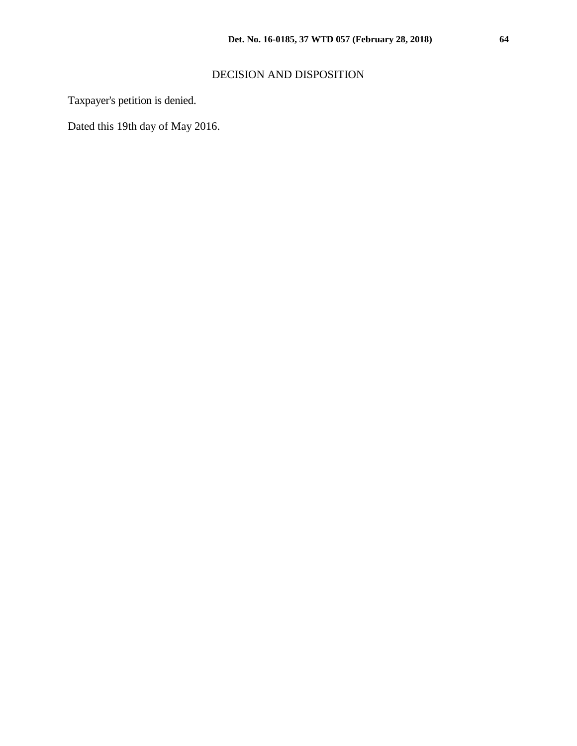## DECISION AND DISPOSITION

Taxpayer's petition is denied.

Dated this 19th day of May 2016.